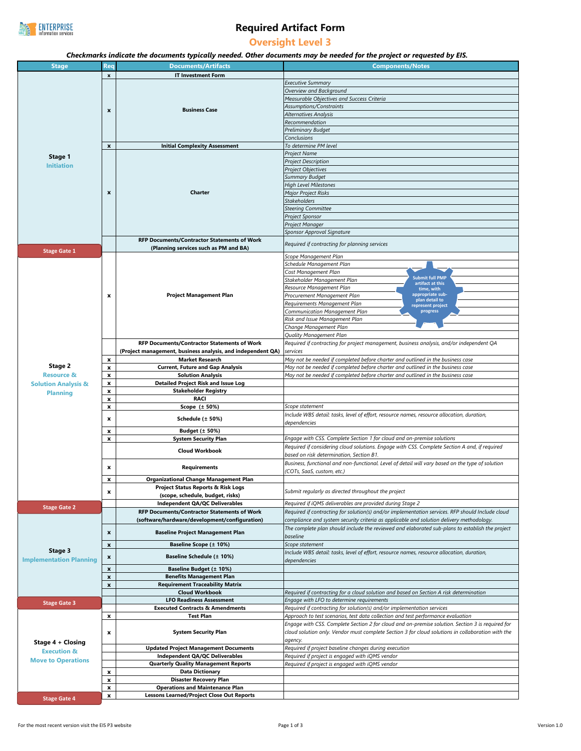# Required Artifact Form

## Oversight Level 3

***Checkmarks indicate the documents typically needed. Other documents may be needed for the project or requested by EIS.***

| Stage | Req | Documents/Artifacts | Components/Notes |
|---|---|---|---|
| **Stage 1 Initiation** | x | **IT Investment Form** | |
| | x | **Business Case** | *Executive Summary* |
| | | | *Overview and Background* |
| | | | *Measurable Objectives and Success Criteria* |
| | | | *Assumptions/Constraints* |
| | | | *Alternatives Analysis* |
| | | | *Recommendation* |
| | | | *Preliminary Budget* |
| | | | *Conclusions* |
| | x | **Initial Complexity Assessment** | *To determine PM level* |
| | x | **Charter** | *Project Name* |
| | | | *Project Description* |
| | | | *Project Objectives* |
| | | | *Summary Budget* |
| | | | *High Level Milestones* |
| | | | *Major Project Risks* |
| | | | *Stakeholders* |
| | | | *Steering Committee* |
| | | | *Project Sponsor* |
| | | | *Project Manager* |
| | | | *Sponsor Approval Signature* |
| | | **RFP Documents/Contractor Statements of Work (Planning services such as PM and BA)** | *Required if contracting for planning services* |
| **Stage Gate 1** | | | |
| **Stage 2 Resource & Solution Analysis & Planning** | x | **Project Management Plan** | *Scope Management Plan* |
| | | | *Schedule Management Plan* |
| | | | *Cost Management Plan* |
| | | | *Stakeholder Management Plan* |
| | | | *Resource Management Plan* |
| | | | *Procurement Management Plan* |
| | | | *Requirements Management Plan* |
| | | | *Communication Management Plan* |
| | | | *Risk and Issue Management Plan* |
| | | | *Change Management Plan* |
| | | | *Quality Management Plan* |
| | | | Submit full PMP artifact at this time, with appropriate sub-plan detail to represent project progress |
| | | **RFP Documents/Contractor Statements of Work (Project management, business analysis, and independent QA)** | *Required if contracting for project management, business analysis, and/or independent QA services* |
| | x | **Market Research** | *May not be needed if completed before charter and outlined in the business case* |
| | x | **Current, Future and Gap Analysis** | *May not be needed if completed before charter and outlined in the business case* |
| | x | **Solution Analysis** | *May not be needed if completed before charter and outlined in the business case* |
| | x | **Detailed Project Risk and Issue Log** | |
| | x | **Stakeholder Registry** | |
| | x | **RACI** | |
| | x | **Scope (± 50%)** | *Scope statement* |
| | x | **Schedule (± 50%)** | *Include WBS detail: tasks, level of effort, resource names, resource allocation, duration, dependencies* |
| | x | **Budget (± 50%)** | |
| | x | **System Security Plan** | *Engage with CSS. Complete Section 1 for cloud and on-premise solutions* |
| | | **Cloud Workbook** | *Required if considering cloud solutions. Engage with CSS. Complete Section A and, if required based on risk determination, Section B1.* |
| | x | **Requirements** | *Business, functional and non-functional. Level of detail will vary based on the type of solution (COTs, SaaS, custom, etc.)* |
| | x | **Organizational Change Management Plan** | |
| | x | **Project Status Reports & Risk Logs (scope, schedule, budget, risks)** | *Submit regularly as directed throughout the project* |
| | | **Independent QA/QC Deliverables** | *Required if iQMS deliverables are provided during Stage 2* |
| **Stage Gate 2** | | | |
| **Stage 3 Implementation Planning** | | **RFP Documents/Contractor Statements of Work (software/hardware/development/configuration)** | *Required if contracting for solution(s) and/or implementation services. RFP should Include cloud compliance and system security criteria as applicable and solution delivery methodology.* |
| | x | **Baseline Project Management Plan** | *The complete plan should include the reviewed and elaborated sub-plans to establish the project baseline* |
| | x | **Baseline Scope (± 10%)** | *Scope statement* |
| | x | **Baseline Schedule (± 10%)** | *Include WBS detail: tasks, level of effort, resource names, resource allocation, duration, dependencies* |
| | x | **Baseline Budget (± 10%)** | |
| | x | **Benefits Management Plan** | |
| | x | **Requirement Traceability Matrix** | |
| | | **Cloud Workbook** | *Required if contracting for a cloud solution and based on Section A risk determination* |
| | | **LFO Readiness Assessment** | *Engage with LFO to determine requirements* |
| **Stage Gate 3** | | **Executed Contracts & Amendments** | *Required if contracting for solution(s) and/or implementation services* |
| **Stage 4 + Closing Execution & Move to Operations** | x | **Test Plan** | *Approach to test scenarios, test data collection and test performance evaluation* |
| | x | **System Security Plan** | *Engage with CSS. Complete Section 2 for cloud and on-premise solution. Section 3 is required for cloud solution only. Vendor must complete Section 3 for cloud solutions in collaboration with the agency.* |
| | | **Updated Project Management Documents** | *Required if project baseline changes during execution* |
| | | **Independent QA/QC Deliverables** | *Required if project is engaged with iQMS vendor* |
| | | **Quarterly Quality Management Reports** | *Required if project is engaged with iQMS vendor* |
| | x | **Data Dictionary** | |
| | x | **Disaster Recovery Plan** | |
| | x | **Operations and Maintenance Plan** | |
| **Stage Gate 4** | x | **Lessons Learned/Project Close Out Reports** | |

For the most recent version visit the EIS P3 website

Version 1.0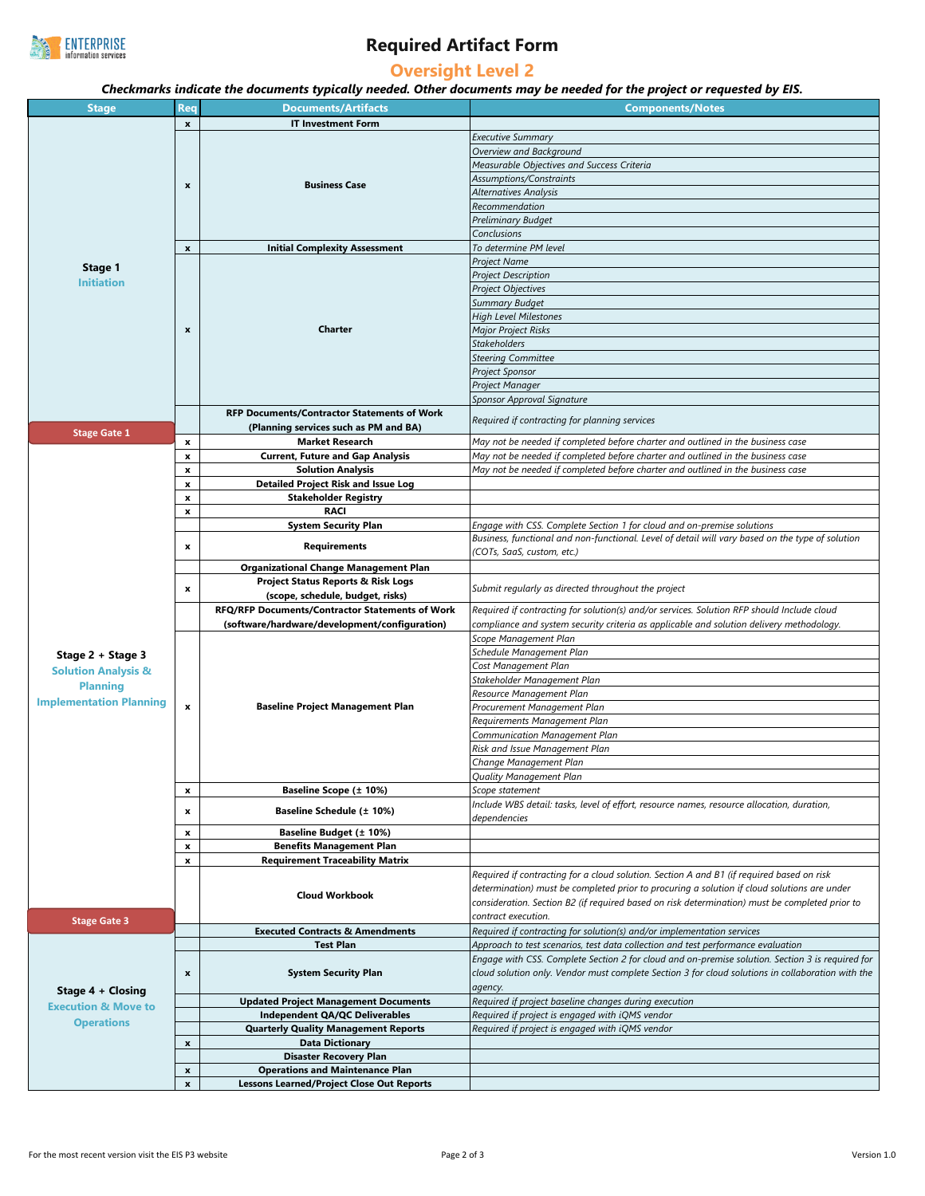# Required Artifact Form

## Oversight Level 2

***Checkmarks indicate the documents typically needed. Other documents may be needed for the project or requested by EIS.***

| Stage | Req | Documents/Artifacts | Components/Notes |
|---|---|---|---|
| **Stage 1** Initiation | x | **IT Investment Form** | |
| | x | **Business Case** | *Executive Summary* |
| | | | *Overview and Background* |
| | | | *Measurable Objectives and Success Criteria* |
| | | | *Assumptions/Constraints* |
| | | | *Alternatives Analysis* |
| | | | *Recommendation* |
| | | | *Preliminary Budget* |
| | | | *Conclusions* |
| | x | **Initial Complexity Assessment** | *To determine PM level* |
| | x | **Charter** | *Project Name* |
| | | | *Project Description* |
| | | | *Project Objectives* |
| | | | *Summary Budget* |
| | | | *High Level Milestones* |
| | | | *Major Project Risks* |
| | | | *Stakeholders* |
| | | | *Steering Committee* |
| | | | *Project Sponsor* |
| | | | *Project Manager* |
| | | | *Sponsor Approval Signature* |
| | | **RFP Documents/Contractor Statements of Work (Planning services such as PM and BA)** | *Required if contracting for planning services* |
| Stage Gate 1 | | | |
| **Stage 2 + Stage 3** Solution Analysis & Planning Implementation Planning | x | **Market Research** | *May not be needed if completed before charter and outlined in the business case* |
| | x | **Current, Future and Gap Analysis** | *May not be needed if completed before charter and outlined in the business case* |
| | x | **Solution Analysis** | *May not be needed if completed before charter and outlined in the business case* |
| | x | **Detailed Project Risk and Issue Log** | |
| | x | **Stakeholder Registry** | |
| | x | **RACI** | |
| | | **System Security Plan** | *Engage with CSS. Complete Section 1 for cloud and on-premise solutions* |
| | x | **Requirements** | *Business, functional and non-functional. Level of detail will vary based on the type of solution (COTs, SaaS, custom, etc.)* |
| | | **Organizational Change Management Plan** | |
| | x | **Project Status Reports & Risk Logs (scope, schedule, budget, risks)** | *Submit regularly as directed throughout the project* |
| | | **RFQ/RFP Documents/Contractor Statements of Work (software/hardware/development/configuration)** | *Required if contracting for solution(s) and/or services. Solution RFP should Include cloud compliance and system security criteria as applicable and solution delivery methodology.* |
| | x | **Baseline Project Management Plan** | *Scope Management Plan* |
| | | | *Schedule Management Plan* |
| | | | *Cost Management Plan* |
| | | | *Stakeholder Management Plan* |
| | | | *Resource Management Plan* |
| | | | *Procurement Management Plan* |
| | | | *Requirements Management Plan* |
| | | | *Communication Management Plan* |
| | | | *Risk and Issue Management Plan* |
| | | | *Change Management Plan* |
| | | | *Quality Management Plan* |
| | x | **Baseline Scope (± 10%)** | *Scope statement* |
| | x | **Baseline Schedule (± 10%)** | *Include WBS detail: tasks, level of effort, resource names, resource allocation, duration, dependencies* |
| | x | **Baseline Budget (± 10%)** | |
| | x | **Benefits Management Plan** | |
| | x | **Requirement Traceability Matrix** | |
| | | **Cloud Workbook** | *Required if contracting for a cloud solution. Section A and B1 (if required based on risk determination) must be completed prior to procuring a solution if cloud solutions are under consideration. Section B2 (if required based on risk determination) must be completed prior to contract execution.* |
| Stage Gate 3 | | | |
| **Stage 4 + Closing** Execution & Move to Operations | | **Executed Contracts & Amendments** | *Required if contracting for solution(s) and/or implementation services* |
| | | **Test Plan** | *Approach to test scenarios, test data collection and test performance evaluation* |
| | x | **System Security Plan** | *Engage with CSS. Complete Section 2 for cloud and on-premise solution. Section 3 is required for cloud solution only. Vendor must complete Section 3 for cloud solutions in collaboration with the agency.* |
| | | **Updated Project Management Documents** | *Required if project baseline changes during execution* |
| | | **Independent QA/QC Deliverables** | *Required if project is engaged with iQMS vendor* |
| | | **Quarterly Quality Management Reports** | *Required if project is engaged with iQMS vendor* |
| | x | **Data Dictionary** | |
| | | **Disaster Recovery Plan** | |
| | x | **Operations and Maintenance Plan** | |
| | x | **Lessons Learned/Project Close Out Reports** | |

For the most recent version visit the EIS P3 website

Version 1.0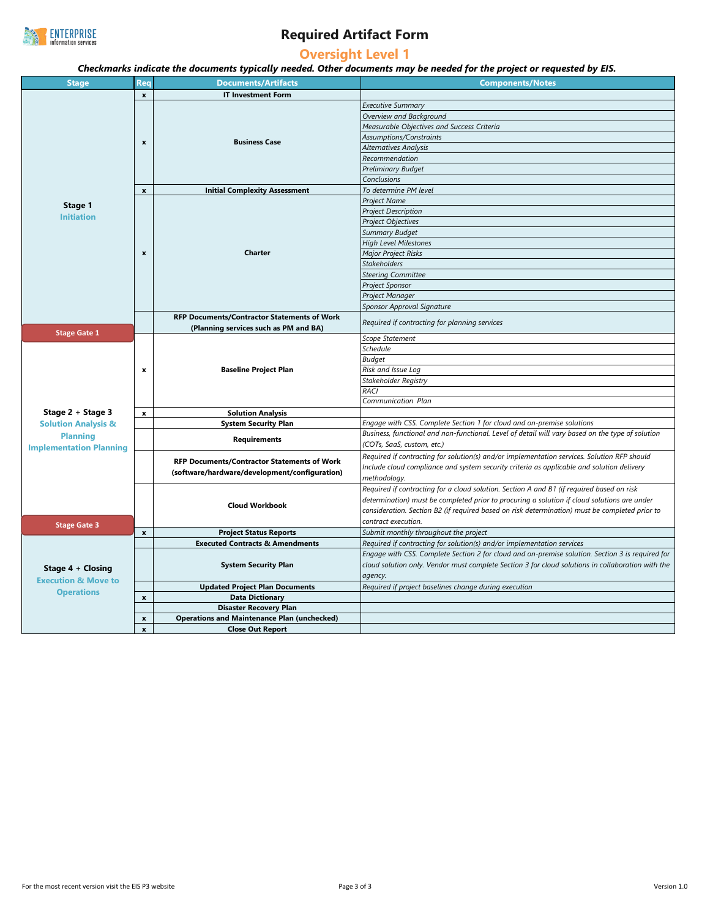# Required Artifact Form

## Oversight Level 1

***Checkmarks indicate the documents typically needed. Other documents may be needed for the project or requested by EIS.***

| Stage | Req | Documents/Artifacts | Components/Notes |
|---|---|---|---|
| **Stage 1** **Initiation** | x | **IT Investment Form** | |
| | x | **Business Case** | *Executive Summary* |
| | | | *Overview and Background* |
| | | | *Measurable Objectives and Success Criteria* |
| | | | *Assumptions/Constraints* |
| | | | *Alternatives Analysis* |
| | | | *Recommendation* |
| | | | *Preliminary Budget* |
| | | | *Conclusions* |
| | x | **Initial Complexity Assessment** | *To determine PM level* |
| | x | **Charter** | *Project Name* |
| | | | *Project Description* |
| | | | *Project Objectives* |
| | | | *Summary Budget* |
| | | | *High Level Milestones* |
| | | | *Major Project Risks* |
| | | | *Stakeholders* |
| | | | *Steering Committee* |
| | | | *Project Sponsor* |
| | | | *Project Manager* |
| | | | *Sponsor Approval Signature* |
| | | **RFP Documents/Contractor Statements of Work (Planning services such as PM and BA)** | *Required if contracting for planning services* |
| **Stage Gate 1** | | | |
| **Stage 2 + Stage 3** **Solution Analysis & Planning** **Implementation Planning** | x | **Baseline Project Plan** | *Scope Statement* |
| | | | *Schedule* |
| | | | *Budget* |
| | | | *Risk and Issue Log* |
| | | | *Stakeholder Registry* |
| | | | *RACI* |
| | | | *Communication Plan* |
| | x | **Solution Analysis** | |
| | | **System Security Plan** | *Engage with CSS. Complete Section 1 for cloud and on-premise solutions* |
| | | **Requirements** | *Business, functional and non-functional. Level of detail will vary based on the type of solution (COTs, SaaS, custom, etc.)* |
| | | **RFP Documents/Contractor Statements of Work (software/hardware/development/configuration)** | *Required if contracting for solution(s) and/or implementation services. Solution RFP should Include cloud compliance and system security criteria as applicable and solution delivery methodology.* |
| | | **Cloud Workbook** | *Required if contracting for a cloud solution. Section A and B1 (if required based on risk determination) must be completed prior to procuring a solution if cloud solutions are under consideration. Section B2 (if required based on risk determination) must be completed prior to contract execution.* |
| **Stage Gate 3** | | | |
| **Stage 4 + Closing** **Execution & Move to Operations** | x | **Project Status Reports** | *Submit monthly throughout the project* |
| | | **Executed Contracts & Amendments** | *Required if contracting for solution(s) and/or implementation services* |
| | | **System Security Plan** | *Engage with CSS. Complete Section 2 for cloud and on-premise solution. Section 3 is required for cloud solution only. Vendor must complete Section 3 for cloud solutions in collaboration with the agency.* |
| | | **Updated Project Plan Documents** | *Required if project baselines change during execution* |
| | x | **Data Dictionary** | |
| | | **Disaster Recovery Plan** | |
| | x | **Operations and Maintenance Plan (unchecked)** | |
| | x | **Close Out Report** | |

For the most recent version visit the EIS P3 website

Version 1.0